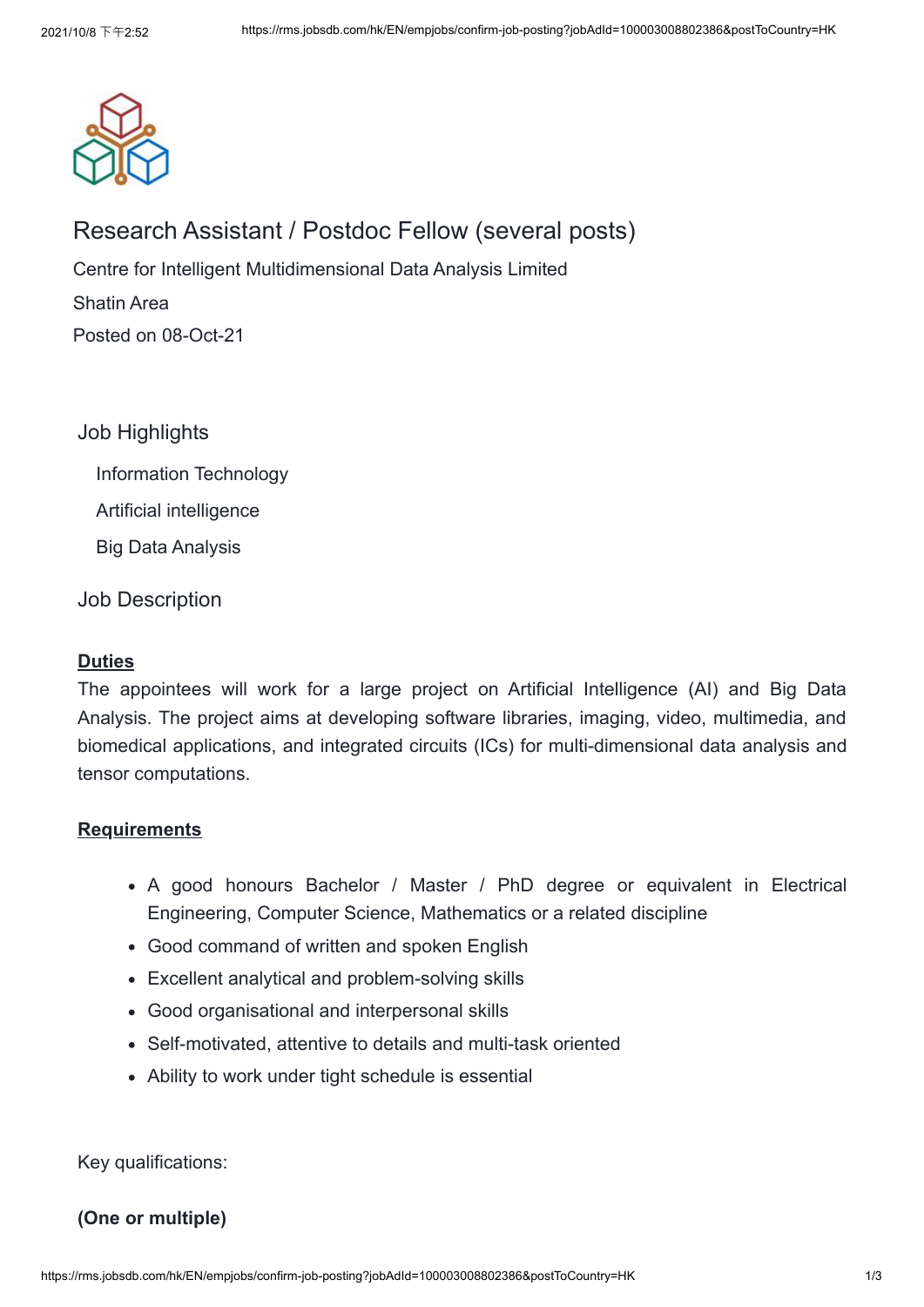# Research Assistant / Postdoc Fellow (several posts)

Centre for Intelligent Multidimensional Data Analysis Limited

Shatin Area

Posted on 08-Oct-21

## Job Highlights

- Information Technology
- Artificial intelligence
- Big Data Analysis

## Job Description

**Duties**

The appointees will work for a large project on Artificial Intelligence (AI) and Big Data Analysis. The project aims at developing software libraries, imaging, video, multimedia, and biomedical applications, and integrated circuits (ICs) for multi-dimensional data analysis and tensor computations.

**Requirements**

- A good honours Bachelor / Master / PhD degree or equivalent in Electrical Engineering, Computer Science, Mathematics or a related discipline
- Good command of written and spoken English
- Excellent analytical and problem-solving skills
- Good organisational and interpersonal skills
- Self-motivated, attentive to details and multi-task oriented
- Ability to work under tight schedule is essential

Key qualifications:

**(One or multiple)**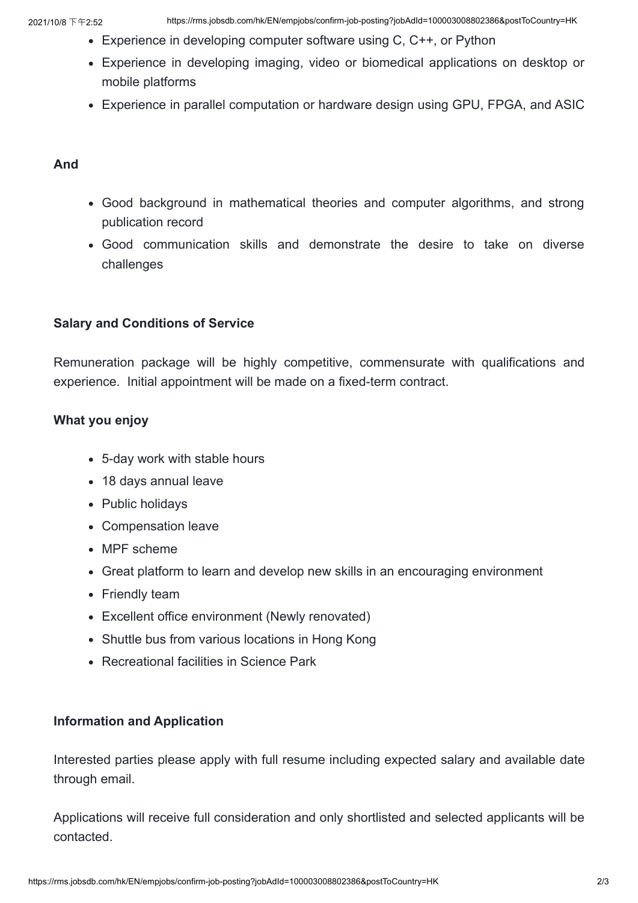- Experience in developing computer software using C, C++, or Python
- Experience in developing imaging, video or biomedical applications on desktop or mobile platforms
- Experience in parallel computation or hardware design using GPU, FPGA, and ASIC

**And**

- Good background in mathematical theories and computer algorithms, and strong publication record
- Good communication skills and demonstrate the desire to take on diverse challenges

**Salary and Conditions of Service**

Remuneration package will be highly competitive, commensurate with qualifications and experience.  Initial appointment will be made on a fixed-term contract.

**What you enjoy**

- 5-day work with stable hours
- 18 days annual leave
- Public holidays
- Compensation leave
- MPF scheme
- Great platform to learn and develop new skills in an encouraging environment
- Friendly team
- Excellent office environment (Newly renovated)
- Shuttle bus from various locations in Hong Kong
- Recreational facilities in Science Park

**Information and Application**

Interested parties please apply with full resume including expected salary and available date through email.

Applications will receive full consideration and only shortlisted and selected applicants will be contacted.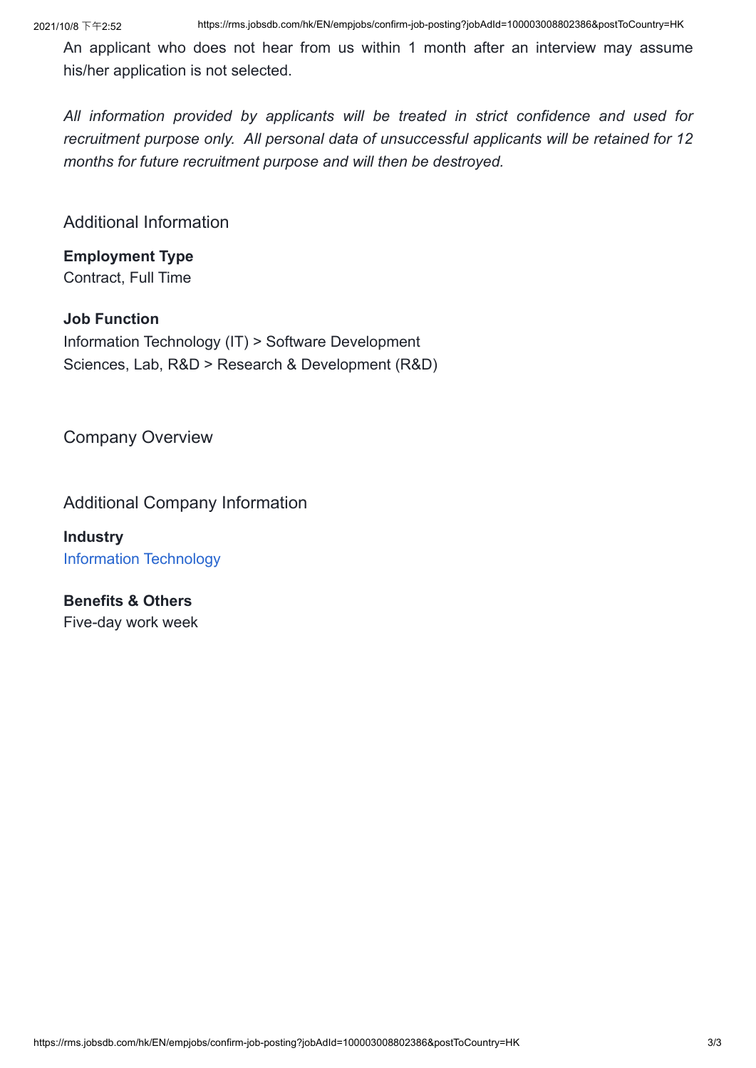An applicant who does not hear from us within 1 month after an interview may assume his/her application is not selected.

*All information provided by applicants will be treated in strict confidence and used for recruitment purpose only. All personal data of unsuccessful applicants will be retained for 12 months for future recruitment purpose and will then be destroyed.*

## Additional Information

**Employment Type**
Contract, Full Time

**Job Function**
Information Technology (IT) > Software Development
Sciences, Lab, R&D > Research & Development (R&D)

## Company Overview

## Additional Company Information

**Industry**
Information Technology

**Benefits & Others**
Five-day work week